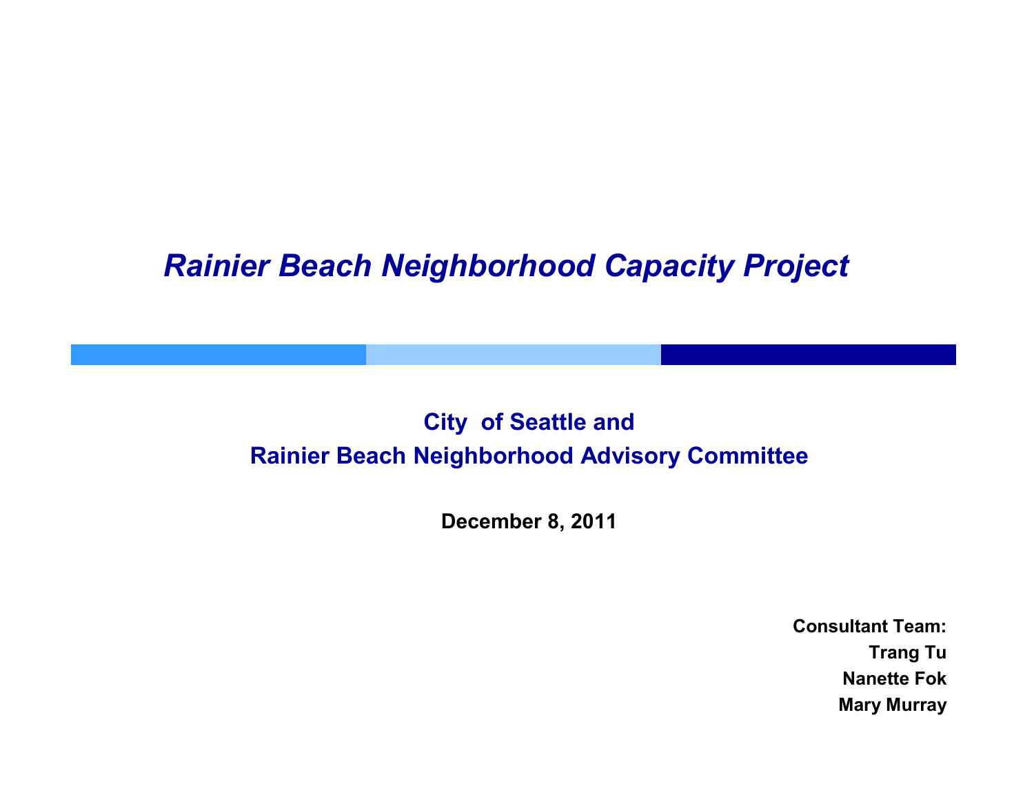# *Rainier Beach Neighborhood Capacity Project*

**City of Seattle and**
**Rainier Beach Neighborhood Advisory Committee**

**December 8, 2011**

**Consultant Team:**
**Trang Tu**
**Nanette Fok**
**Mary Murray**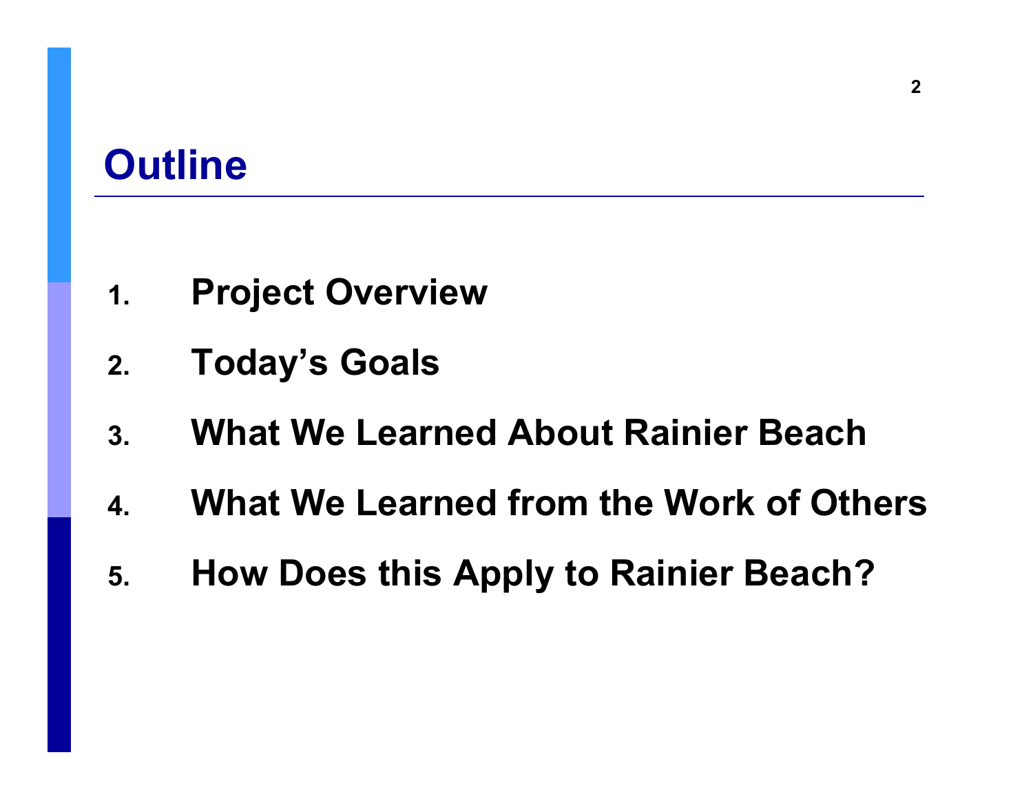# Outline

1. Project Overview
2. Today's Goals
3. What We Learned About Rainier Beach
4. What We Learned from the Work of Others
5. How Does this Apply to Rainier Beach?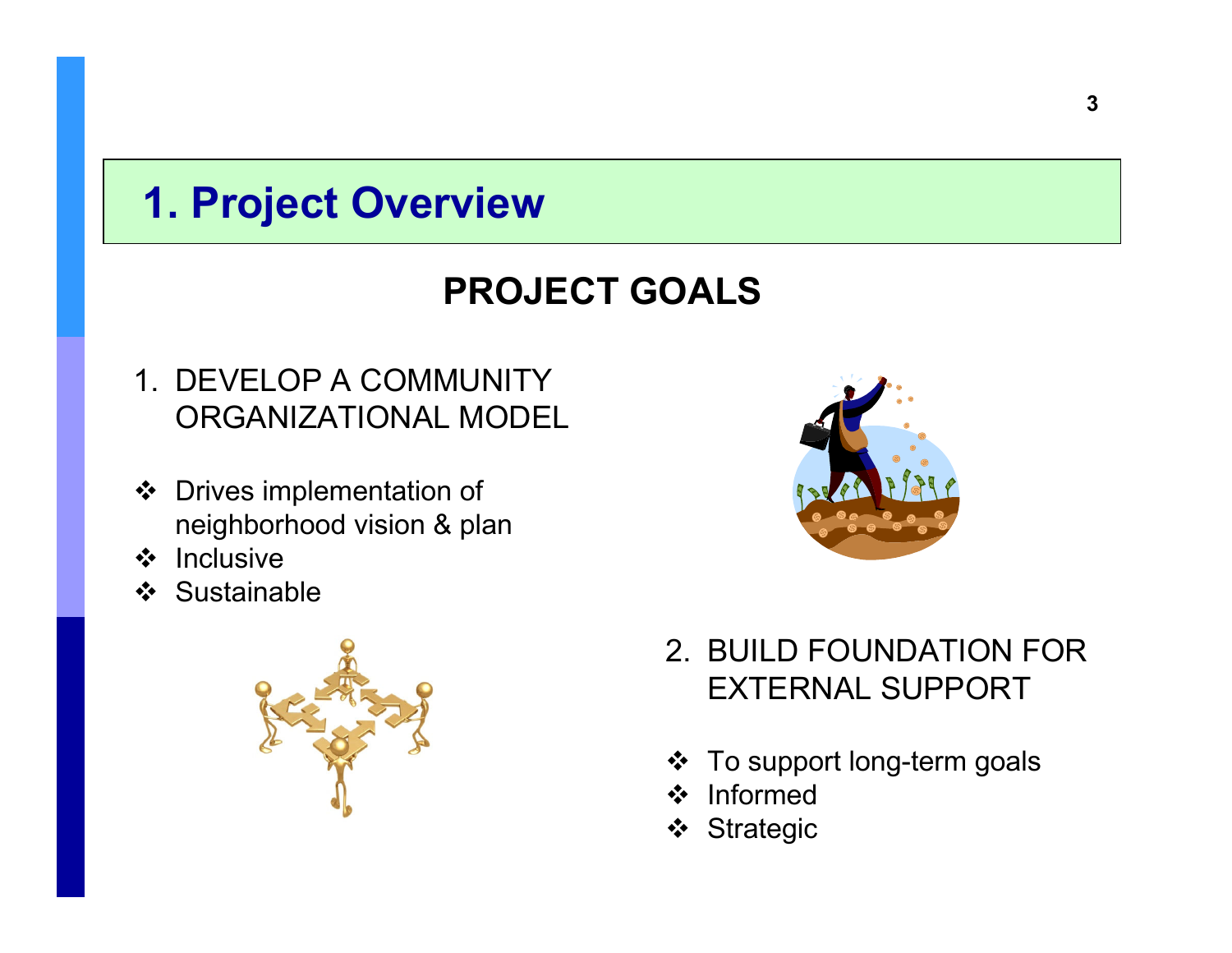# 1. Project Overview

## PROJECT GOALS

1. DEVELOP A COMMUNITY ORGANIZATIONAL MODEL

- ❖ Drives implementation of neighborhood vision & plan
- ❖ Inclusive
- ❖ Sustainable

2. BUILD FOUNDATION FOR EXTERNAL SUPPORT

- ❖ To support long-term goals
- ❖ Informed
- ❖ Strategic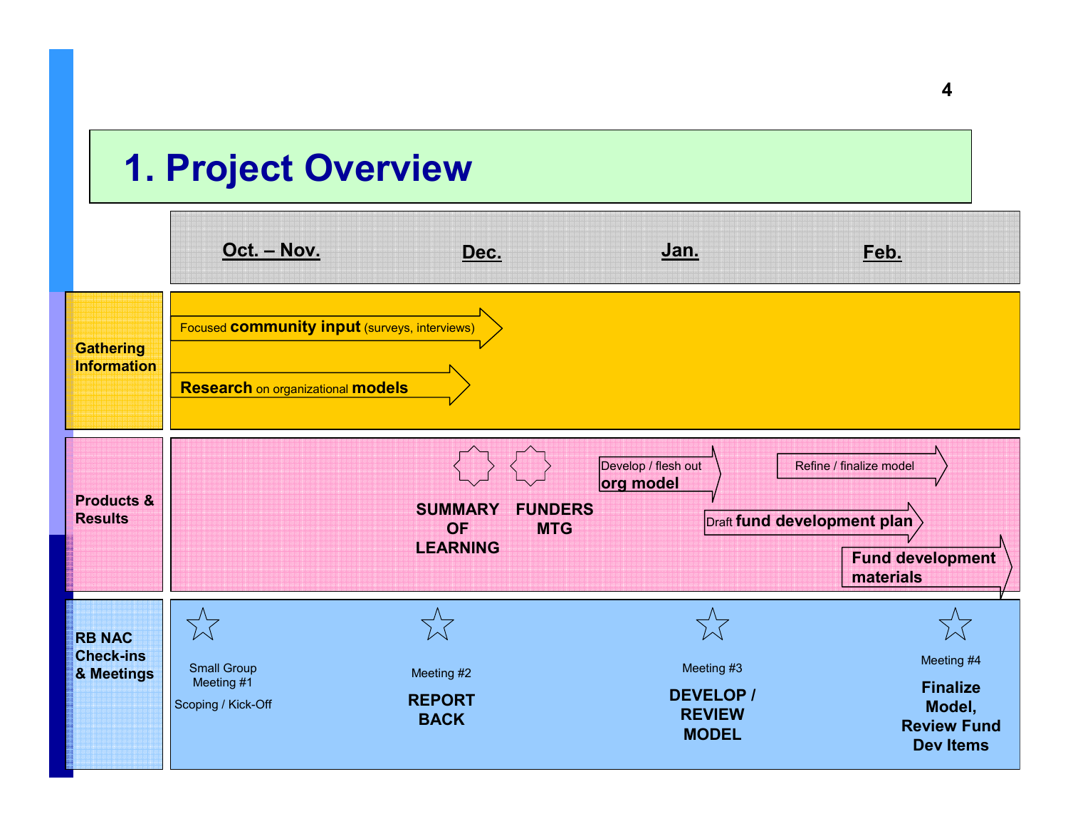# 1. Project Overview

| | Oct. – Nov. | Dec. | Jan. | Feb. |
|---|---|---|---|---|
| **Gathering Information** | Focused **community input** (surveys, interviews) →; **Research** on organizational **models** → | | | |
| **Products & Results** | | **SUMMARY OF LEARNING**; **FUNDERS MTG** | Develop / flesh out **org model** →; Draft **fund development plan** → | Refine / finalize model →; **Fund development materials** → |
| **RB NAC Check-ins & Meetings** | ☆ Small Group Meeting #1<br>Scoping / Kick-Off | ☆ Meeting #2<br>**REPORT BACK** | ☆ Meeting #3<br>**DEVELOP / REVIEW MODEL** | ☆ Meeting #4<br>**Finalize Model, Review Fund Dev Items** |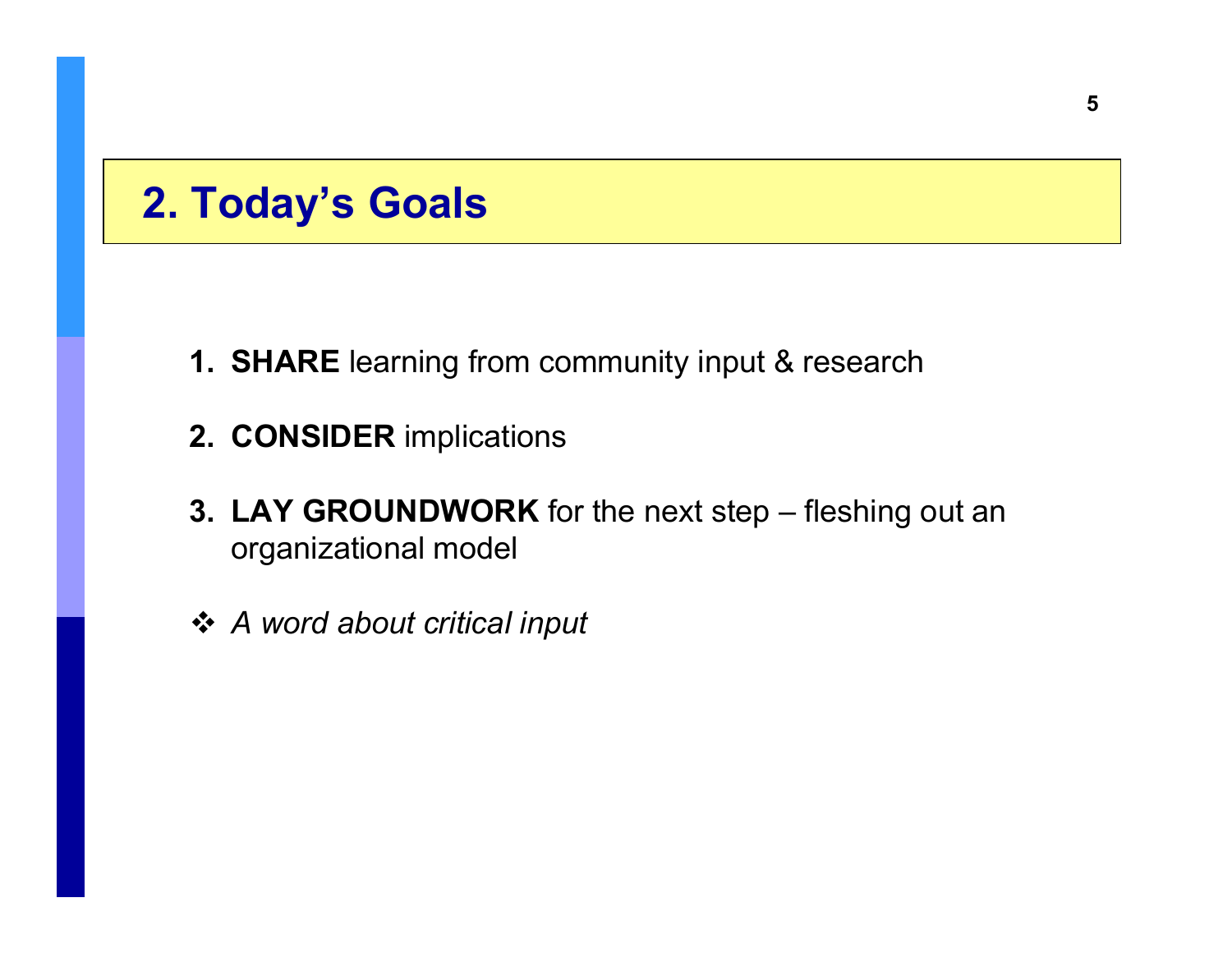# 2. Today's Goals

1. **SHARE** learning from community input & research

2. **CONSIDER** implications

3. **LAY GROUNDWORK** for the next step – fleshing out an organizational model

❖ *A word about critical input*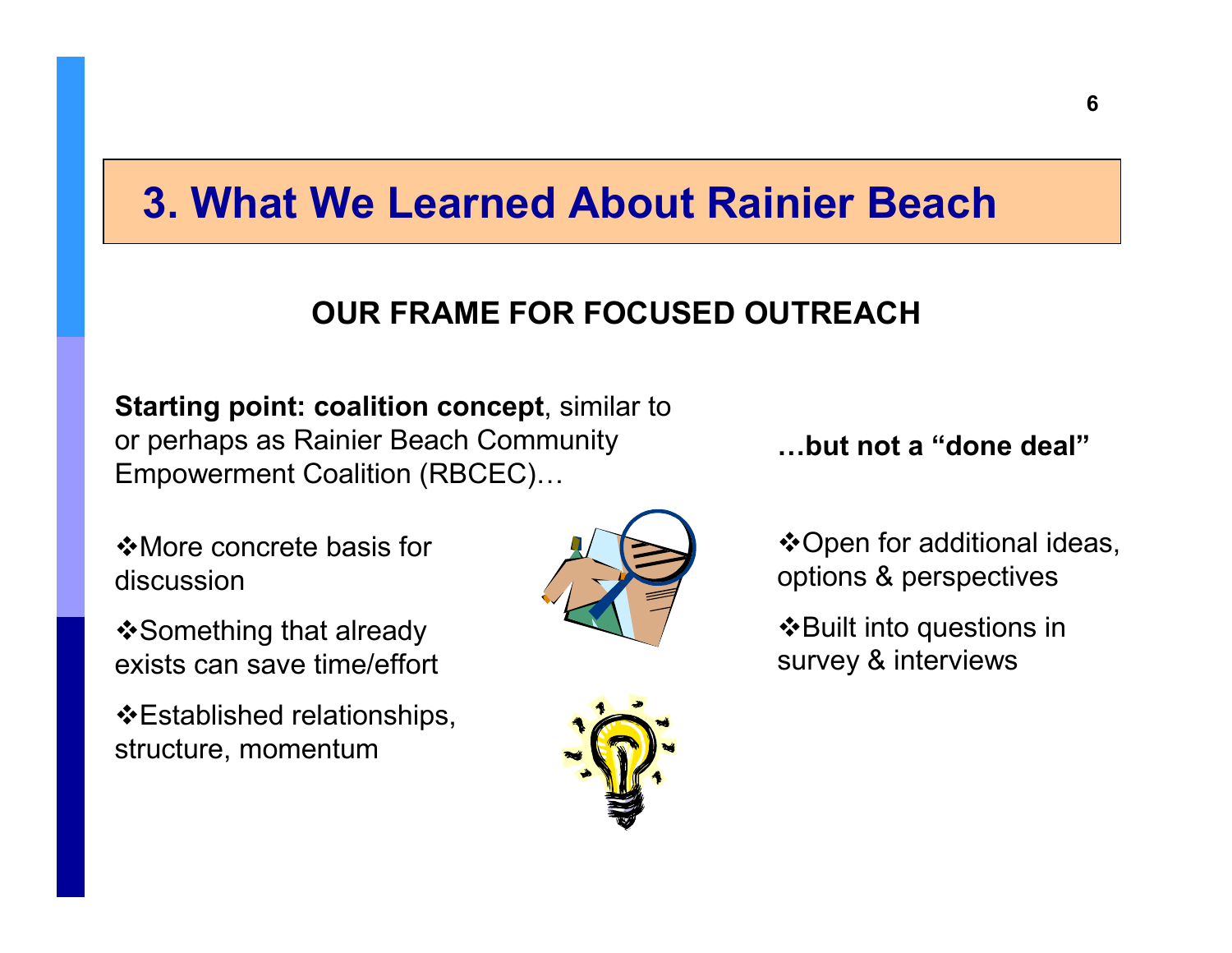# 3. What We Learned About Rainier Beach

## OUR FRAME FOR FOCUSED OUTREACH

**Starting point: coalition concept**, similar to or perhaps as Rainier Beach Community Empowerment Coalition (RBCEC)…

- ❖More concrete basis for discussion
- ❖Something that already exists can save time/effort
- ❖Established relationships, structure, momentum

**…but not a "done deal"**

- ❖Open for additional ideas, options & perspectives
- ❖Built into questions in survey & interviews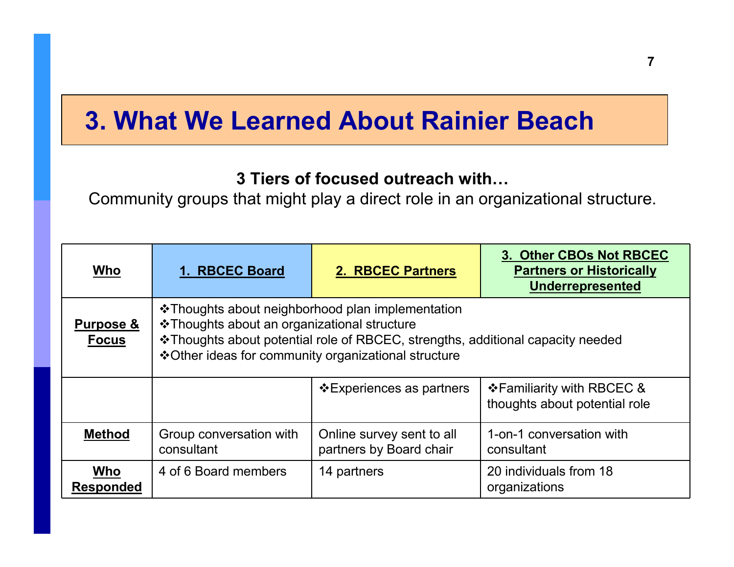# 3. What We Learned About Rainier Beach

**3 Tiers of focused outreach with…**

Community groups that might play a direct role in an organizational structure.

| **Who** | **1. RBCEC Board** | **2. RBCEC Partners** | **3. Other CBOs Not RBCEC Partners or Historically Underrepresented** |
|---|---|---|---|
| **Purpose & Focus** | ❖Thoughts about neighborhood plan implementation<br>❖Thoughts about an organizational structure<br>❖Thoughts about potential role of RBCEC, strengths, additional capacity needed<br>❖Other ideas for community organizational structure | | |
| | | ❖Experiences as partners | ❖Familiarity with RBCEC & thoughts about potential role |
| **Method** | Group conversation with consultant | Online survey sent to all partners by Board chair | 1-on-1 conversation with consultant |
| **Who Responded** | 4 of 6 Board members | 14 partners | 20 individuals from 18 organizations |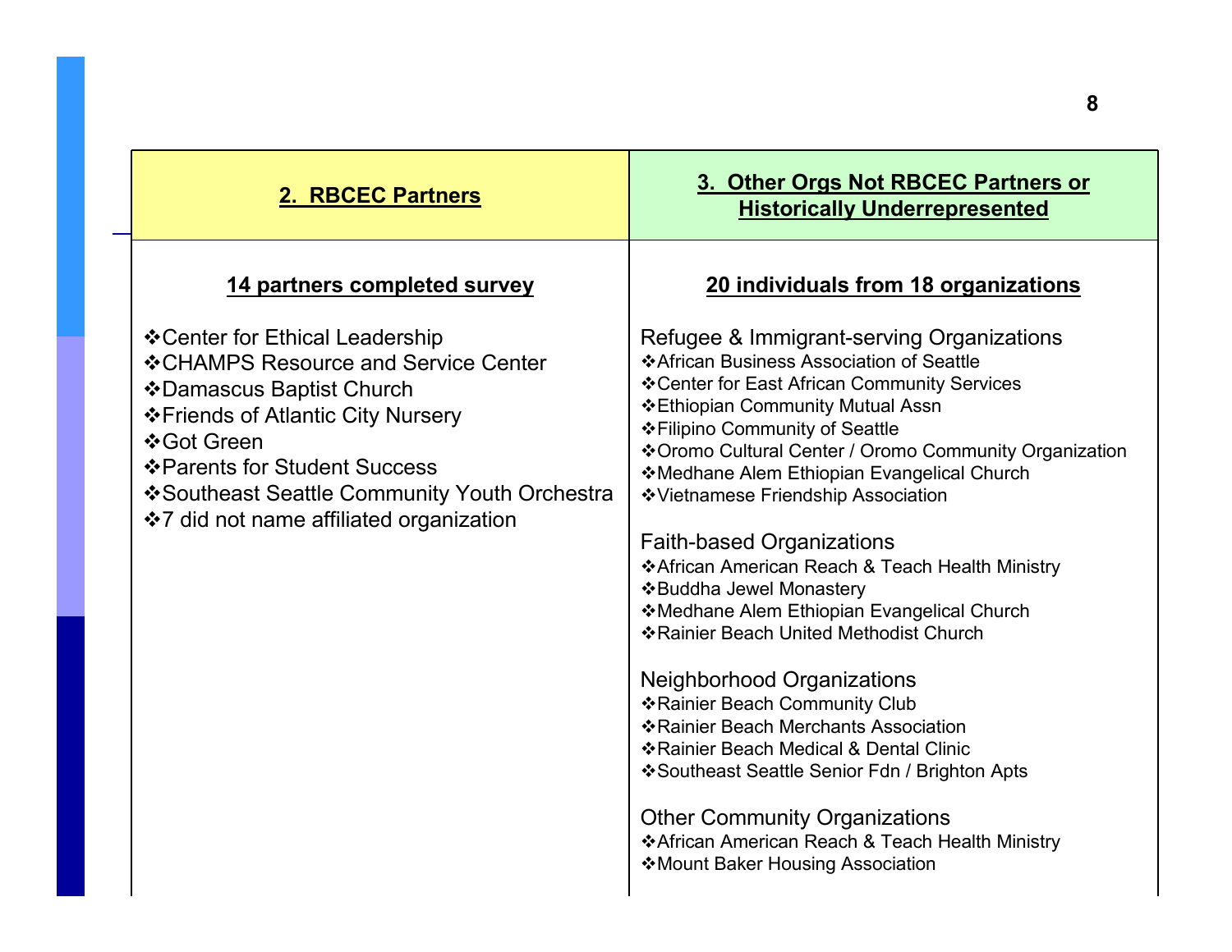| 2. RBCEC Partners | 3. Other Orgs Not RBCEC Partners or Historically Underrepresented |
| --- | --- |
| **14 partners completed survey** | **20 individuals from 18 organizations** |
| ❖Center for Ethical Leadership<br>❖CHAMPS Resource and Service Center<br>❖Damascus Baptist Church<br>❖Friends of Atlantic City Nursery<br>❖Got Green<br>❖Parents for Student Success<br>❖Southeast Seattle Community Youth Orchestra<br>❖7 did not name affiliated organization | Refugee & Immigrant-serving Organizations<br>❖African Business Association of Seattle<br>❖Center for East African Community Services<br>❖Ethiopian Community Mutual Assn<br>❖Filipino Community of Seattle<br>❖Oromo Cultural Center / Oromo Community Organization<br>❖Medhane Alem Ethiopian Evangelical Church<br>❖Vietnamese Friendship Association<br><br>Faith-based Organizations<br>❖African American Reach & Teach Health Ministry<br>❖Buddha Jewel Monastery<br>❖Medhane Alem Ethiopian Evangelical Church<br>❖Rainier Beach United Methodist Church<br><br>Neighborhood Organizations<br>❖Rainier Beach Community Club<br>❖Rainier Beach Merchants Association<br>❖Rainier Beach Medical & Dental Clinic<br>❖Southeast Seattle Senior Fdn / Brighton Apts<br><br>Other Community Organizations<br>❖African American Reach & Teach Health Ministry<br>❖Mount Baker Housing Association |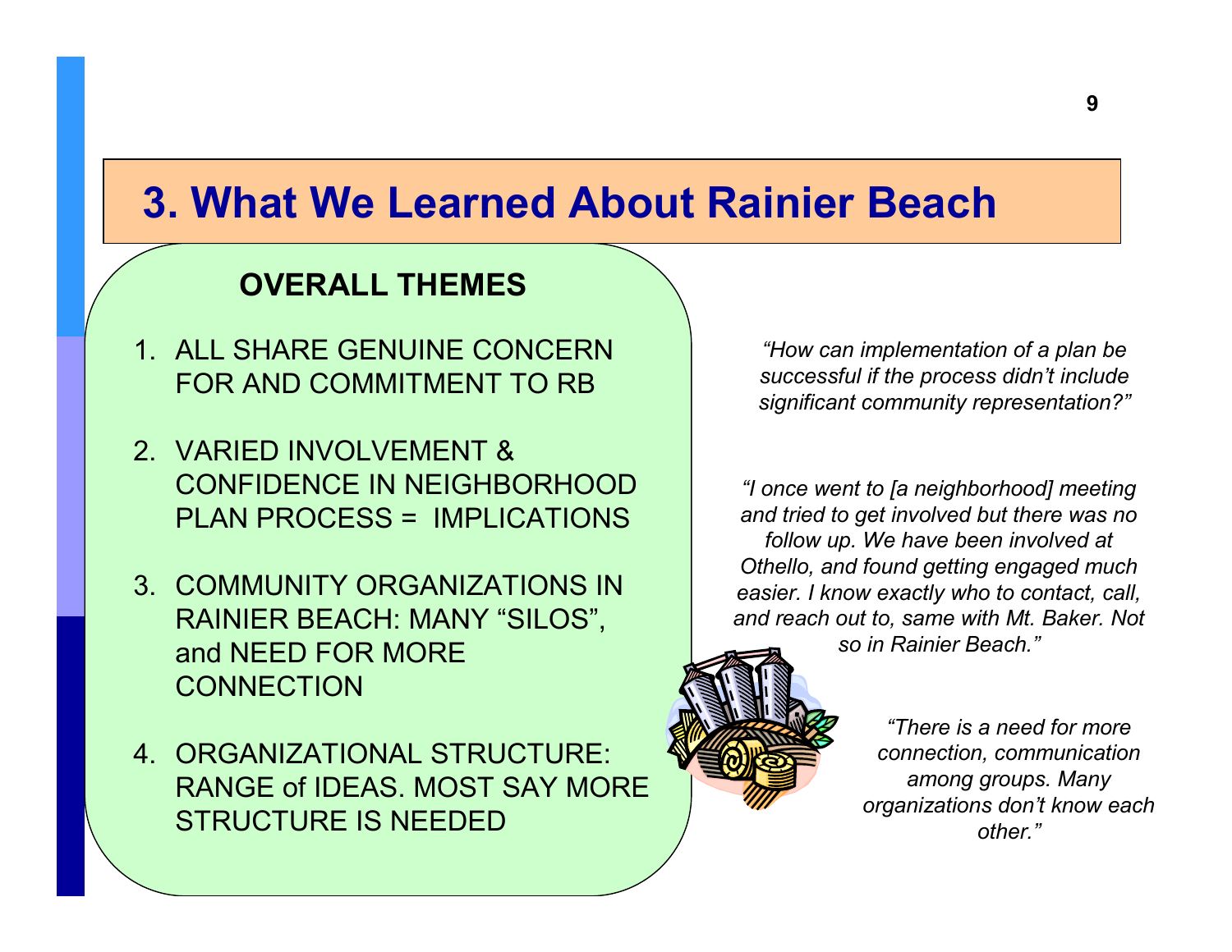# 3. What We Learned About Rainier Beach

## OVERALL THEMES

1. ALL SHARE GENUINE CONCERN FOR AND COMMITMENT TO RB
2. VARIED INVOLVEMENT & CONFIDENCE IN NEIGHBORHOOD PLAN PROCESS = IMPLICATIONS
3. COMMUNITY ORGANIZATIONS IN RAINIER BEACH: MANY "SILOS", and NEED FOR MORE CONNECTION
4. ORGANIZATIONAL STRUCTURE: RANGE of IDEAS. MOST SAY MORE STRUCTURE IS NEEDED

*"How can implementation of a plan be successful if the process didn't include significant community representation?"*

*"I once went to [a neighborhood] meeting and tried to get involved but there was no follow up. We have been involved at Othello, and found getting engaged much easier. I know exactly who to contact, call, and reach out to, same with Mt. Baker. Not so in Rainier Beach."*

*"There is a need for more connection, communication among groups. Many organizations don't know each other."*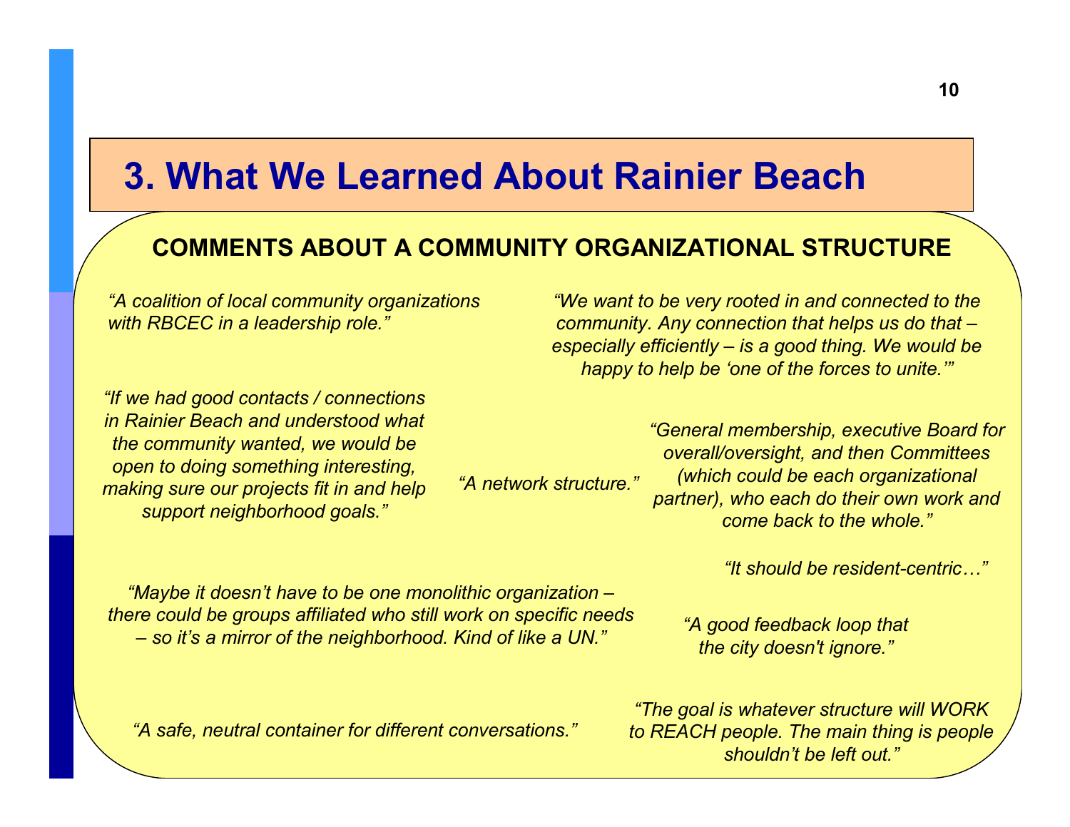# 3. What We Learned About Rainier Beach

## COMMENTS ABOUT A COMMUNITY ORGANIZATIONAL STRUCTURE

*"A coalition of local community organizations with RBCEC in a leadership role."*

*"We want to be very rooted in and connected to the community. Any connection that helps us do that – especially efficiently – is a good thing. We would be happy to help be 'one of the forces to unite.'"*

*"If we had good contacts / connections in Rainier Beach and understood what the community wanted, we would be open to doing something interesting, making sure our projects fit in and help support neighborhood goals."*

*"A network structure."*

*"General membership, executive Board for overall/oversight, and then Committees (which could be each organizational partner), who each do their own work and come back to the whole."*

*"It should be resident-centric…"*

*"Maybe it doesn't have to be one monolithic organization – there could be groups affiliated who still work on specific needs – so it's a mirror of the neighborhood. Kind of like a UN."*

*"A good feedback loop that the city doesn't ignore."*

*"A safe, neutral container for different conversations."*

*"The goal is whatever structure will WORK to REACH people. The main thing is people shouldn't be left out."*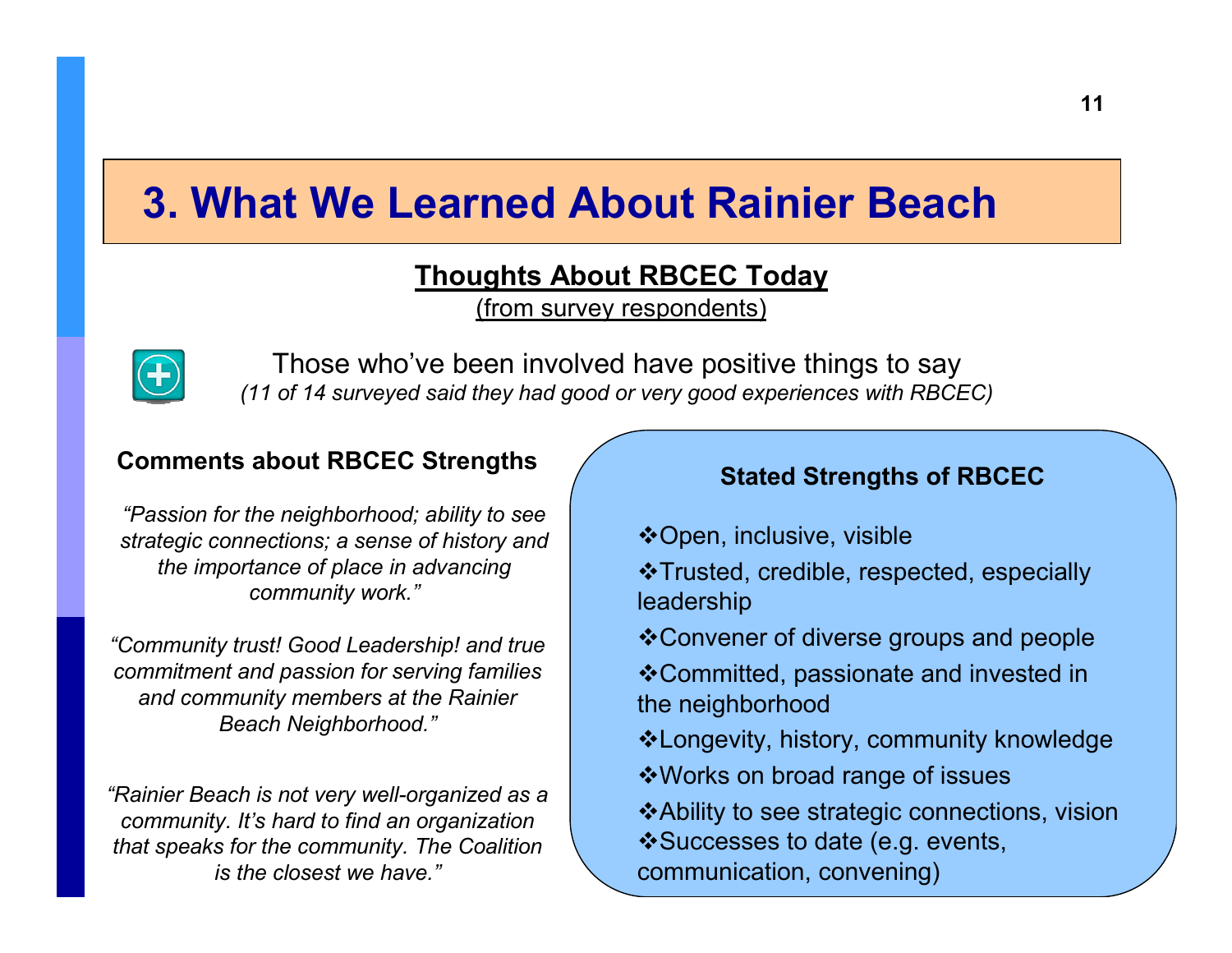# 3. What We Learned About Rainier Beach

## Thoughts About RBCEC Today

(from survey respondents)

Those who've been involved have positive things to say

*(11 of 14 surveyed said they had good or very good experiences with RBCEC)*

### Comments about RBCEC Strengths

*"Passion for the neighborhood; ability to see strategic connections; a sense of history and the importance of place in advancing community work."*

*"Community trust! Good Leadership! and true commitment and passion for serving families and community members at the Rainier Beach Neighborhood."*

*"Rainier Beach is not very well-organized as a community. It's hard to find an organization that speaks for the community. The Coalition is the closest we have."*

### Stated Strengths of RBCEC

- Open, inclusive, visible
- Trusted, credible, respected, especially leadership
- Convener of diverse groups and people
- Committed, passionate and invested in the neighborhood
- Longevity, history, community knowledge
- Works on broad range of issues
- Ability to see strategic connections, vision
- Successes to date (e.g. events, communication, convening)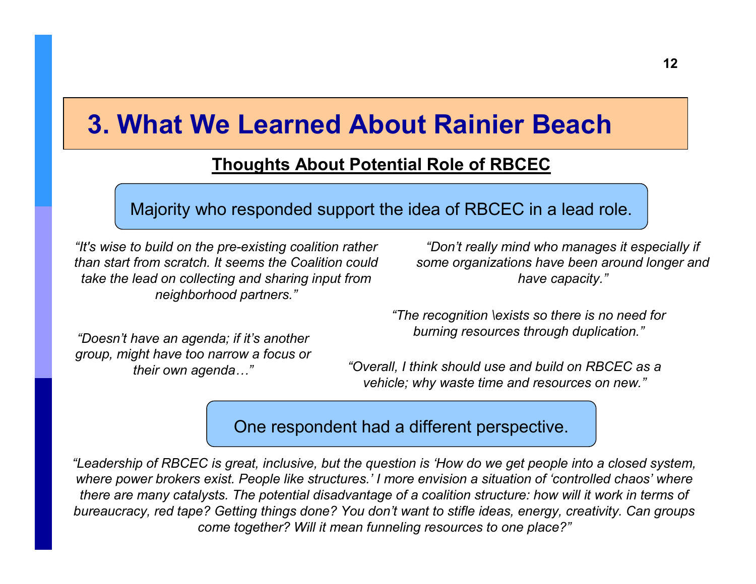# 3. What We Learned About Rainier Beach

## Thoughts About Potential Role of RBCEC

Majority who responded support the idea of RBCEC in a lead role.

*"It's wise to build on the pre-existing coalition rather than start from scratch. It seems the Coalition could take the lead on collecting and sharing input from neighborhood partners."*

*"Doesn't have an agenda; if it's another group, might have too narrow a focus or their own agenda…"*

*"Don't really mind who manages it especially if some organizations have been around longer and have capacity."*

*"The recognition \exists so there is no need for burning resources through duplication."*

*"Overall, I think should use and build on RBCEC as a vehicle; why waste time and resources on new."*

One respondent had a different perspective.

*"Leadership of RBCEC is great, inclusive, but the question is 'How do we get people into a closed system, where power brokers exist. People like structures.' I more envision a situation of 'controlled chaos' where there are many catalysts. The potential disadvantage of a coalition structure: how will it work in terms of bureaucracy, red tape? Getting things done? You don't want to stifle ideas, energy, creativity. Can groups come together? Will it mean funneling resources to one place?"*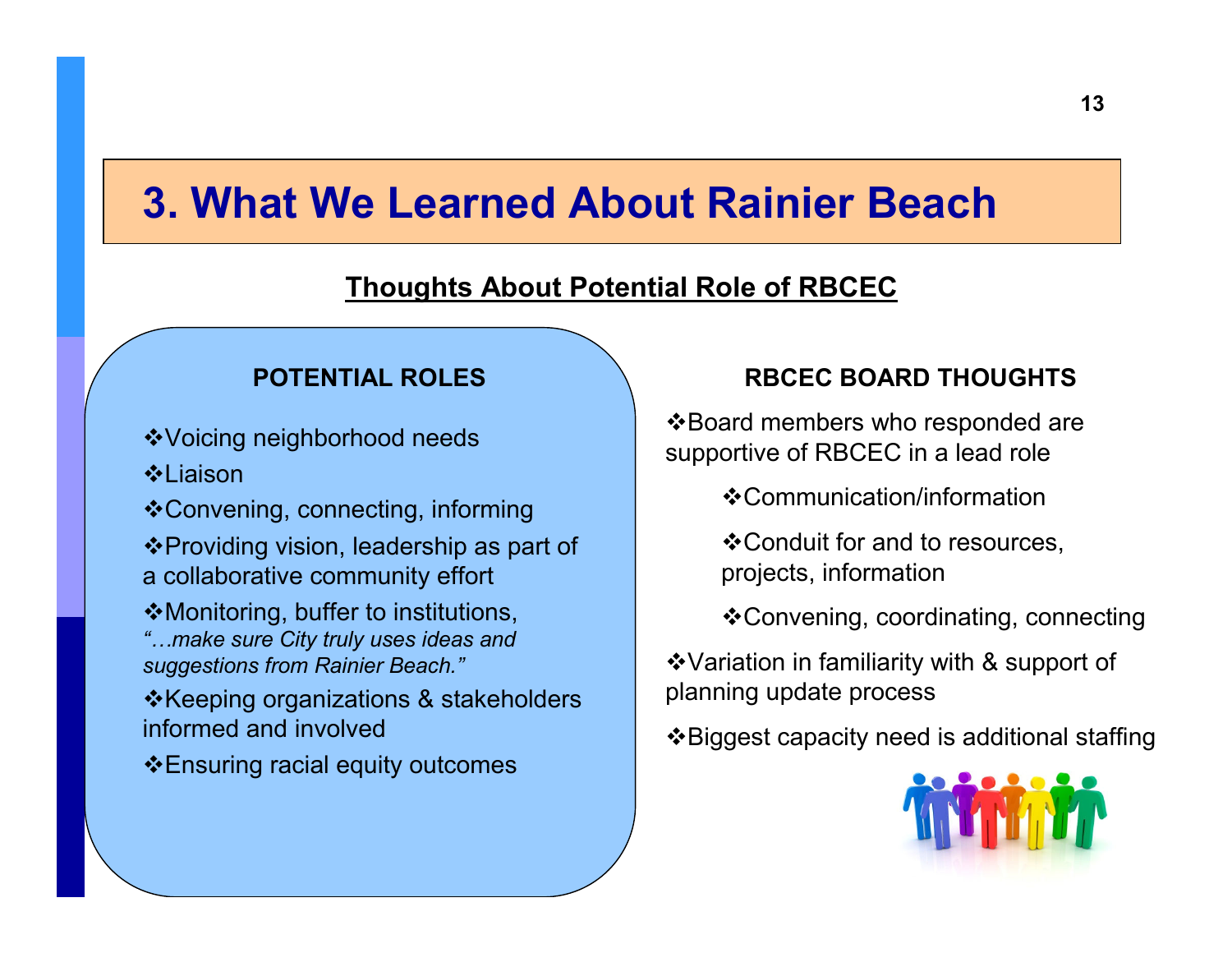# 3. What We Learned About Rainier Beach

## Thoughts About Potential Role of RBCEC

### POTENTIAL ROLES

- Voicing neighborhood needs
- Liaison
- Convening, connecting, informing
- Providing vision, leadership as part of a collaborative community effort
- Monitoring, buffer to institutions, *"…make sure City truly uses ideas and suggestions from Rainier Beach."*
- Keeping organizations & stakeholders informed and involved
- Ensuring racial equity outcomes

### RBCEC BOARD THOUGHTS

- Board members who responded are supportive of RBCEC in a lead role
  - Communication/information
  - Conduit for and to resources, projects, information
  - Convening, coordinating, connecting
- Variation in familiarity with & support of planning update process
- Biggest capacity need is additional staffing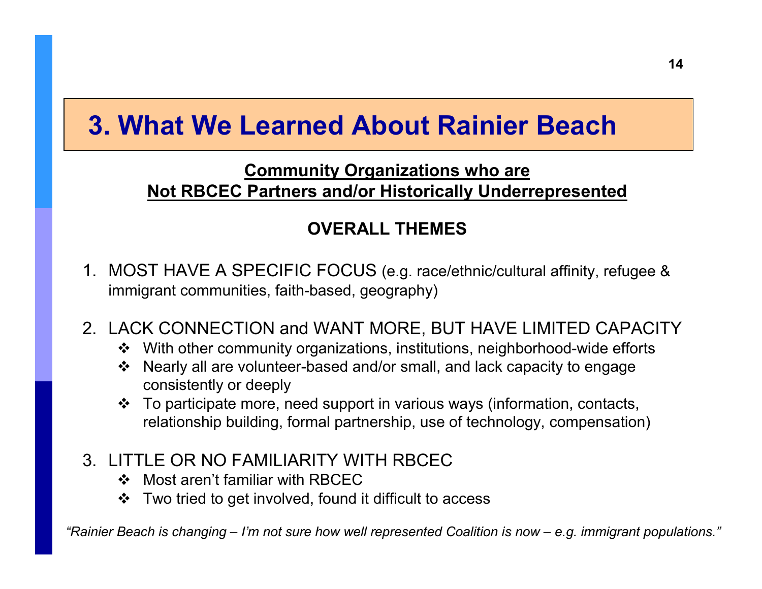# 3. What We Learned About Rainier Beach

## Community Organizations who are Not RBCEC Partners and/or Historically Underrepresented

### OVERALL THEMES

1. MOST HAVE A SPECIFIC FOCUS (e.g. race/ethnic/cultural affinity, refugee & immigrant communities, faith-based, geography)

2. LACK CONNECTION and WANT MORE, BUT HAVE LIMITED CAPACITY
   - With other community organizations, institutions, neighborhood-wide efforts
   - Nearly all are volunteer-based and/or small, and lack capacity to engage consistently or deeply
   - To participate more, need support in various ways (information, contacts, relationship building, formal partnership, use of technology, compensation)

3. LITTLE OR NO FAMILIARITY WITH RBCEC
   - Most aren't familiar with RBCEC
   - Two tried to get involved, found it difficult to access

*"Rainier Beach is changing – I'm not sure how well represented Coalition is now – e.g. immigrant populations."*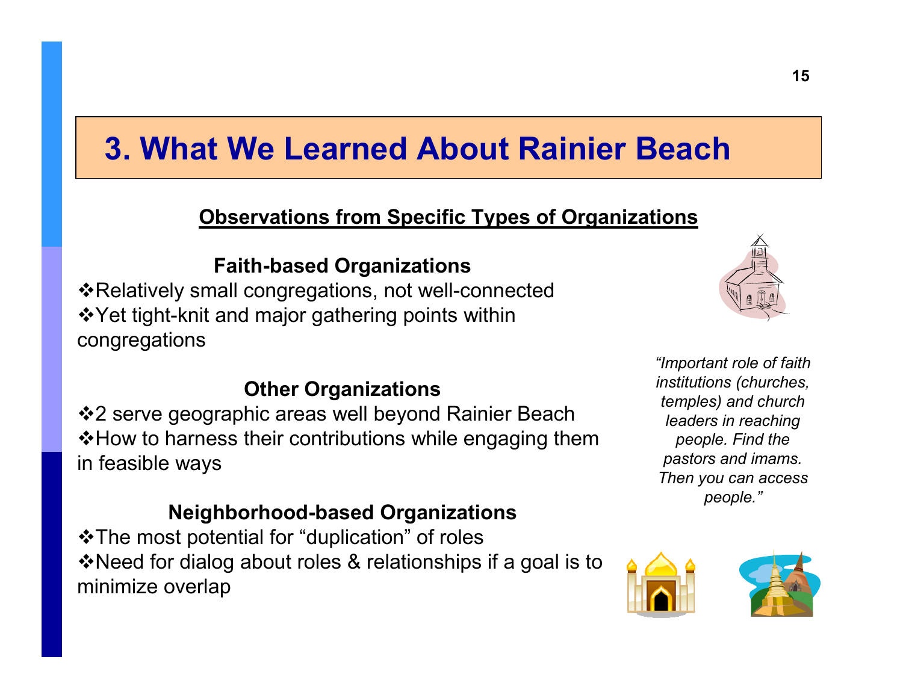# 3. What We Learned About Rainier Beach

## Observations from Specific Types of Organizations

### Faith-based Organizations

- Relatively small congregations, not well-connected
- Yet tight-knit and major gathering points within congregations

### Other Organizations

- 2 serve geographic areas well beyond Rainier Beach
- How to harness their contributions while engaging them in feasible ways

### Neighborhood-based Organizations

- The most potential for "duplication" of roles
- Need for dialog about roles & relationships if a goal is to minimize overlap

*"Important role of faith institutions (churches, temples) and church leaders in reaching people. Find the pastors and imams. Then you can access people."*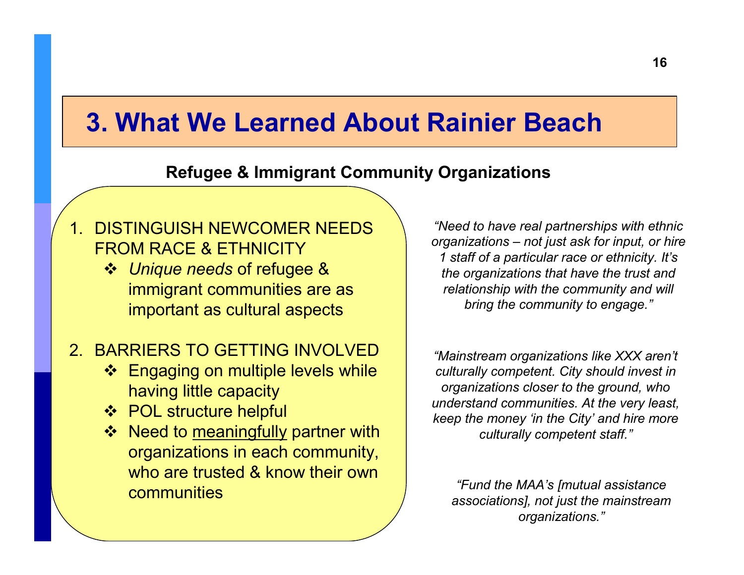# 3. What We Learned About Rainier Beach

**Refugee & Immigrant Community Organizations**

1. DISTINGUISH NEWCOMER NEEDS FROM RACE & ETHNICITY
   - *Unique needs* of refugee & immigrant communities are as important as cultural aspects

2. BARRIERS TO GETTING INVOLVED
   - Engaging on multiple levels while having little capacity
   - POL structure helpful
   - Need to <u>meaningfully</u> partner with organizations in each community, who are trusted & know their own communities

*"Need to have real partnerships with ethnic organizations – not just ask for input, or hire 1 staff of a particular race or ethnicity. It's the organizations that have the trust and relationship with the community and will bring the community to engage."*

*"Mainstream organizations like XXX aren't culturally competent. City should invest in organizations closer to the ground, who understand communities. At the very least, keep the money 'in the City' and hire more culturally competent staff."*

*"Fund the MAA's [mutual assistance associations], not just the mainstream organizations."*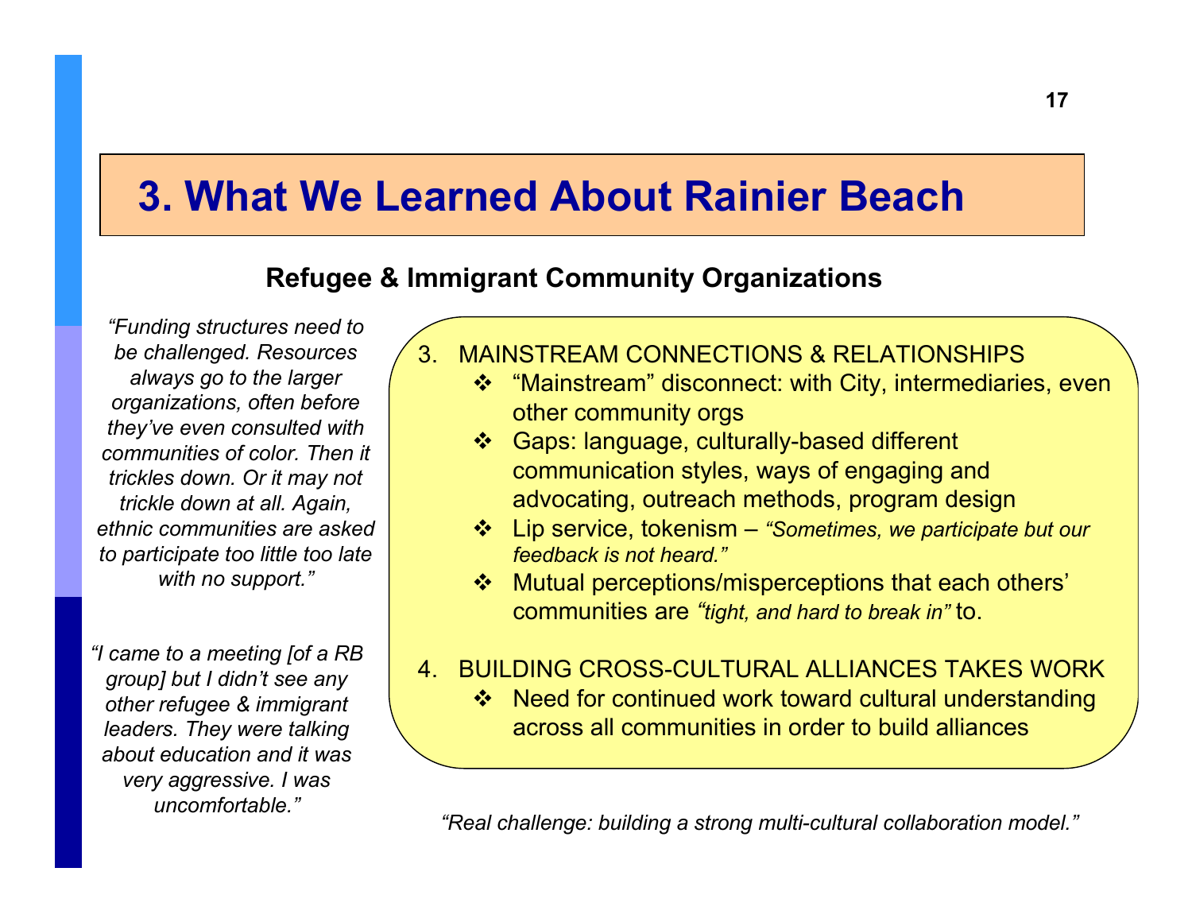# 3. What We Learned About Rainier Beach

## Refugee & Immigrant Community Organizations

*"Funding structures need to be challenged. Resources always go to the larger organizations, often before they've even consulted with communities of color. Then it trickles down. Or it may not trickle down at all. Again, ethnic communities are asked to participate too little too late with no support."*

*"I came to a meeting [of a RB group] but I didn't see any other refugee & immigrant leaders. They were talking about education and it was very aggressive. I was uncomfortable."*

3. MAINSTREAM CONNECTIONS & RELATIONSHIPS
   - "Mainstream" disconnect: with City, intermediaries, even other community orgs
   - Gaps: language, culturally-based different communication styles, ways of engaging and advocating, outreach methods, program design
   - Lip service, tokenism – *"Sometimes, we participate but our feedback is not heard."*
   - Mutual perceptions/misperceptions that each others' communities are *"tight, and hard to break in"* to.

4. BUILDING CROSS-CULTURAL ALLIANCES TAKES WORK
   - Need for continued work toward cultural understanding across all communities in order to build alliances

*"Real challenge: building a strong multi-cultural collaboration model."*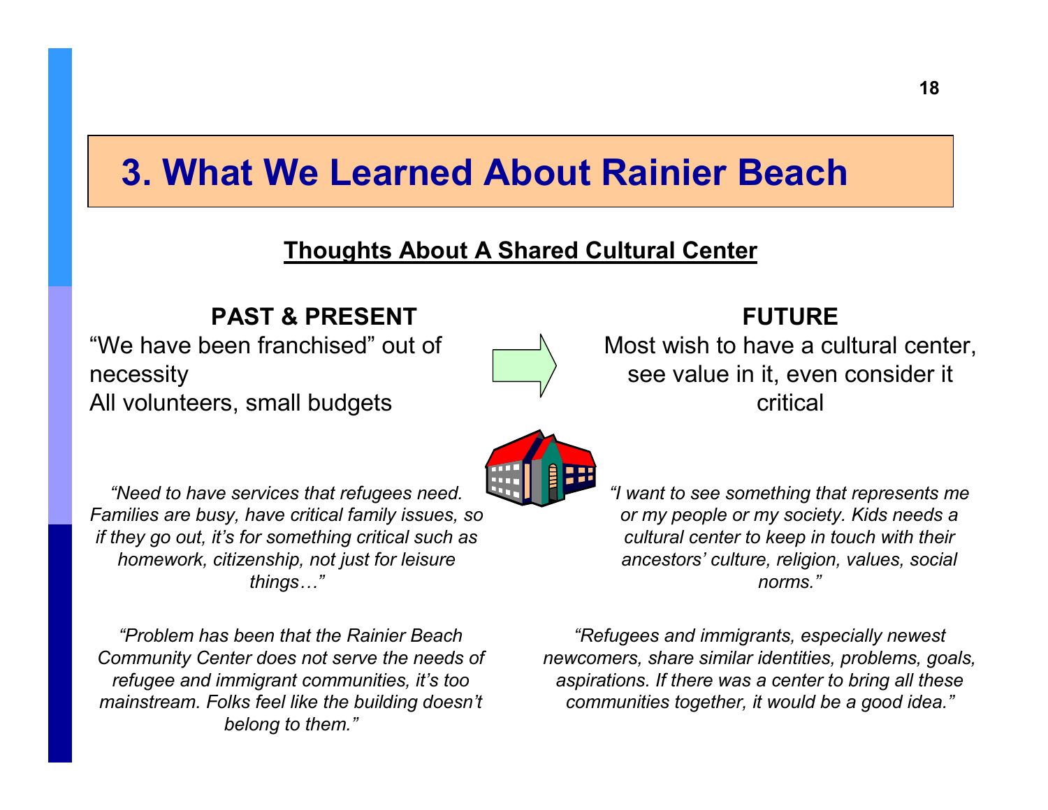# 3. What We Learned About Rainier Beach

## Thoughts About A Shared Cultural Center

### PAST & PRESENT

"We have been franchised" out of necessity
All volunteers, small budgets

*"Need to have services that refugees need. Families are busy, have critical family issues, so if they go out, it's for something critical such as homework, citizenship, not just for leisure things…"*

*"Problem has been that the Rainier Beach Community Center does not serve the needs of refugee and immigrant communities, it's too mainstream. Folks feel like the building doesn't belong to them."*

### FUTURE

Most wish to have a cultural center, see value in it, even consider it critical

*"I want to see something that represents me or my people or my society. Kids needs a cultural center to keep in touch with their ancestors' culture, religion, values, social norms."*

*"Refugees and immigrants, especially newest newcomers, share similar identities, problems, goals, aspirations. If there was a center to bring all these communities together, it would be a good idea."*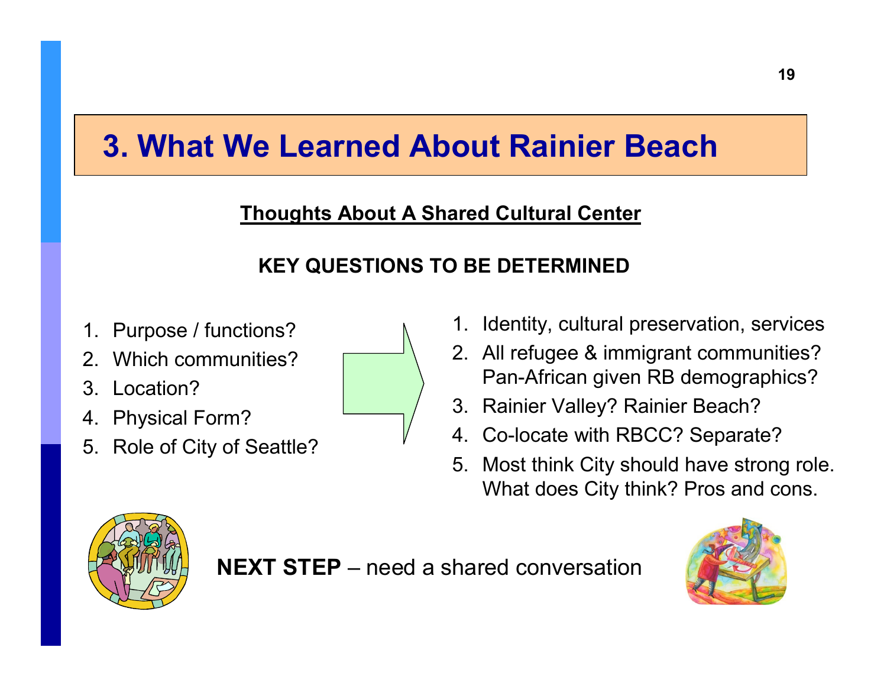# 3. What We Learned About Rainier Beach

## Thoughts About A Shared Cultural Center

### KEY QUESTIONS TO BE DETERMINED

1. Purpose / functions?
2. Which communities?
3. Location?
4. Physical Form?
5. Role of City of Seattle?

→

1. Identity, cultural preservation, services
2. All refugee & immigrant communities? Pan-African given RB demographics?
3. Rainier Valley? Rainier Beach?
4. Co-locate with RBCC? Separate?
5. Most think City should have strong role. What does City think? Pros and cons.

**NEXT STEP** – need a shared conversation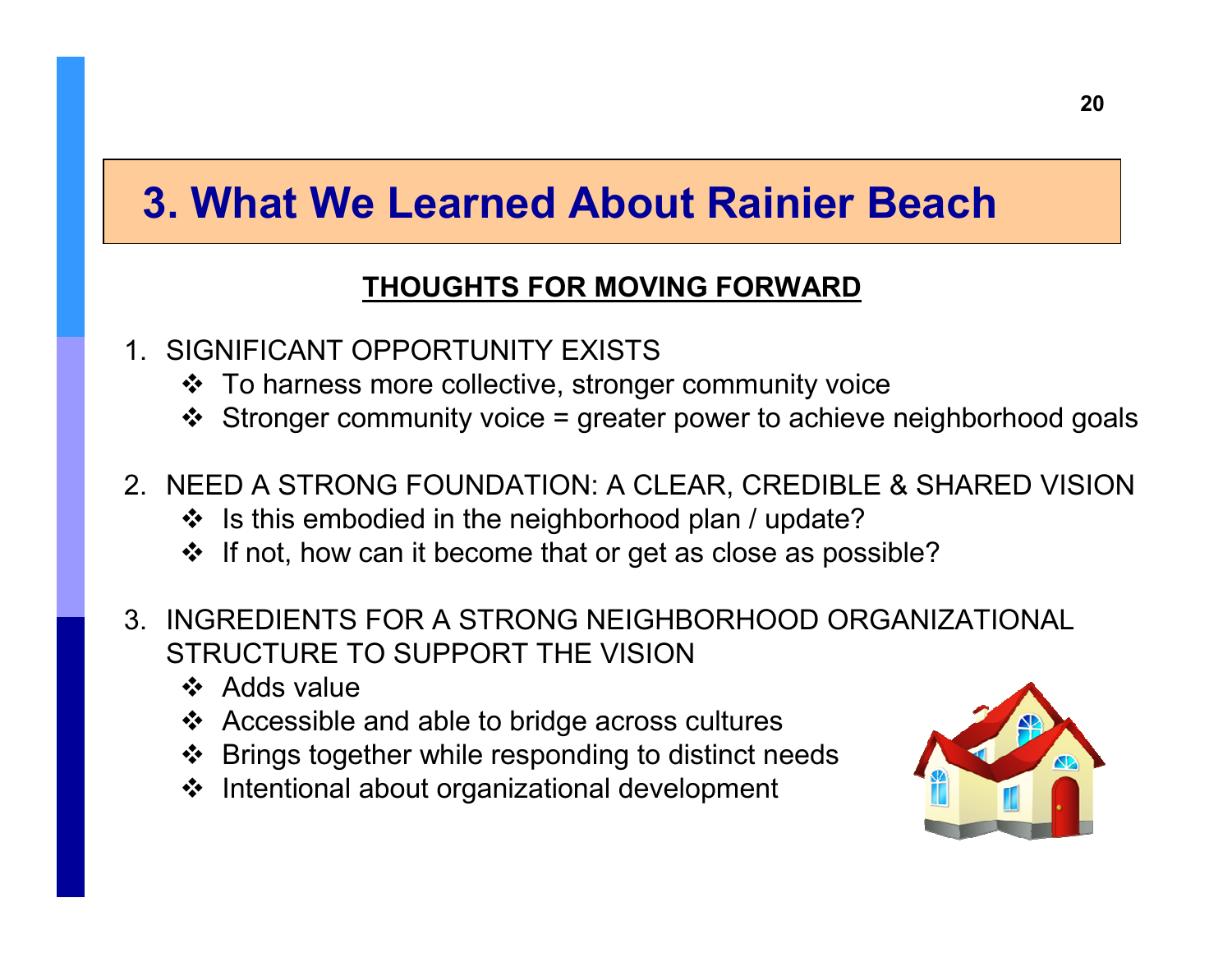# 3. What We Learned About Rainier Beach

## THOUGHTS FOR MOVING FORWARD

1. SIGNIFICANT OPPORTUNITY EXISTS
   - To harness more collective, stronger community voice
   - Stronger community voice = greater power to achieve neighborhood goals

2. NEED A STRONG FOUNDATION: A CLEAR, CREDIBLE & SHARED VISION
   - Is this embodied in the neighborhood plan / update?
   - If not, how can it become that or get as close as possible?

3. INGREDIENTS FOR A STRONG NEIGHBORHOOD ORGANIZATIONAL STRUCTURE TO SUPPORT THE VISION
   - Adds value
   - Accessible and able to bridge across cultures
   - Brings together while responding to distinct needs
   - Intentional about organizational development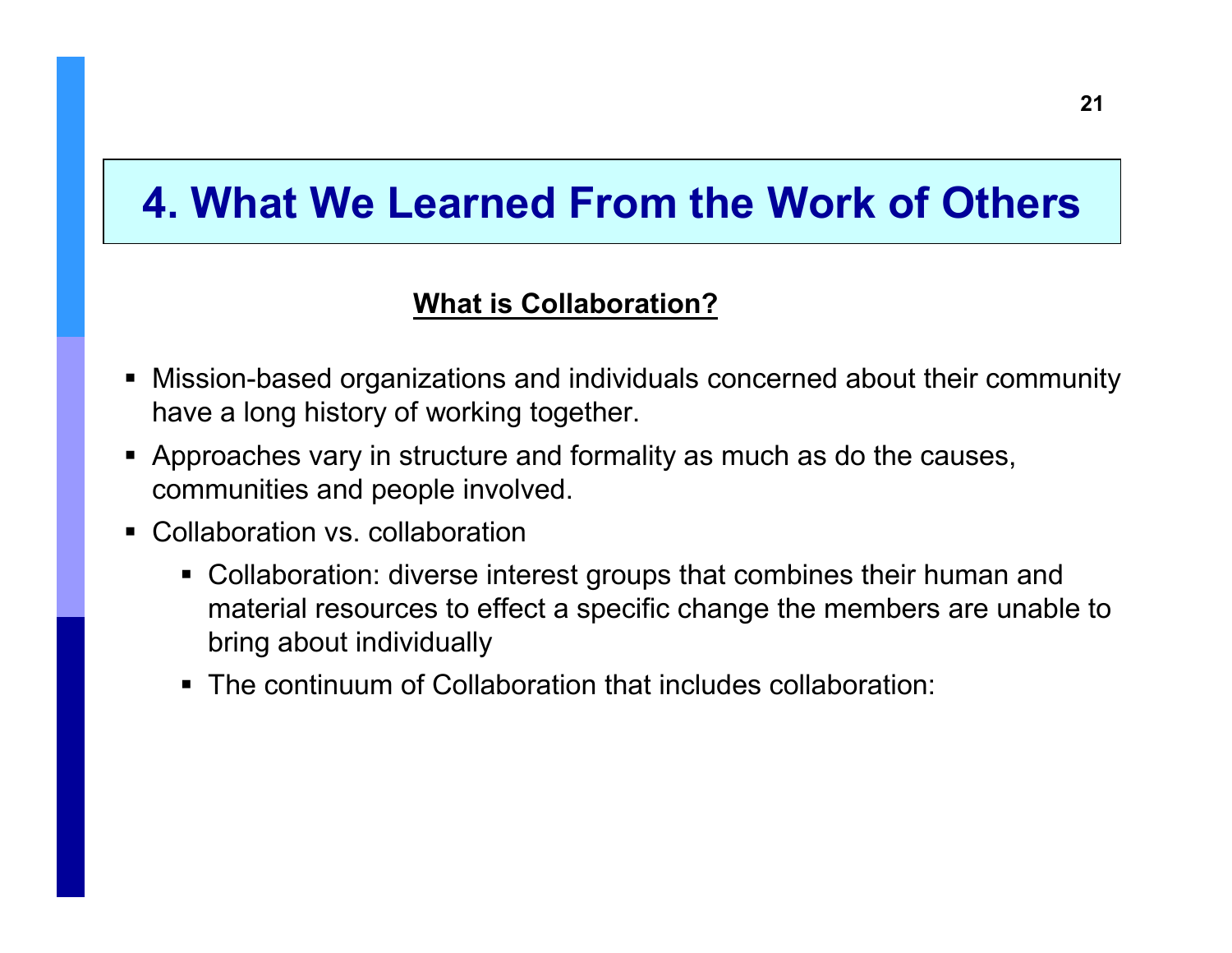# 4. What We Learned From the Work of Others

**What is Collaboration?**

- Mission-based organizations and individuals concerned about their community have a long history of working together.
- Approaches vary in structure and formality as much as do the causes, communities and people involved.
- Collaboration vs. collaboration
  - Collaboration: diverse interest groups that combines their human and material resources to effect a specific change the members are unable to bring about individually
  - The continuum of Collaboration that includes collaboration: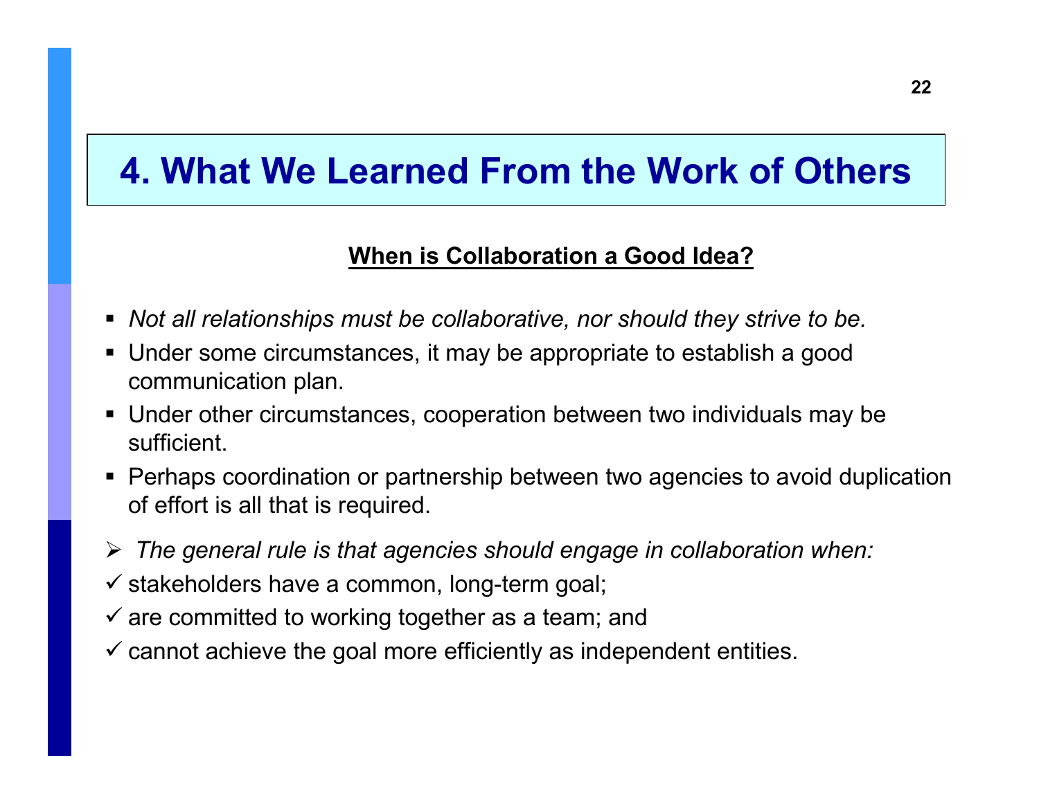# 4. What We Learned From the Work of Others

## When is Collaboration a Good Idea?

- *Not all relationships must be collaborative, nor should they strive to be.*
- Under some circumstances, it may be appropriate to establish a good communication plan.
- Under other circumstances, cooperation between two individuals may be sufficient.
- Perhaps coordination or partnership between two agencies to avoid duplication of effort is all that is required.

➢ *The general rule is that agencies should engage in collaboration when:*

✓ stakeholders have a common, long-term goal;

✓ are committed to working together as a team; and

✓ cannot achieve the goal more efficiently as independent entities.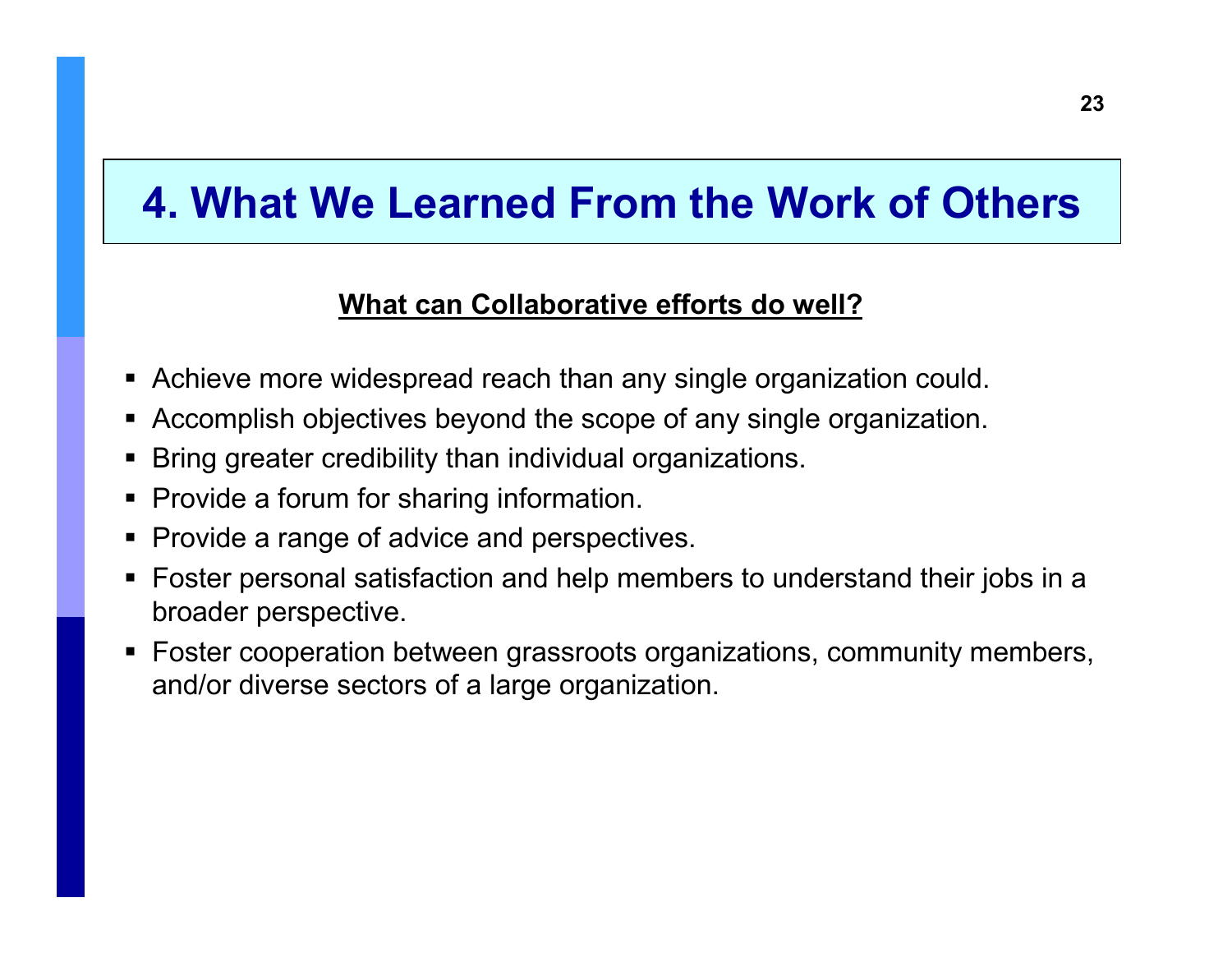# 4. What We Learned From the Work of Others

**What can Collaborative efforts do well?**

- Achieve more widespread reach than any single organization could.
- Accomplish objectives beyond the scope of any single organization.
- Bring greater credibility than individual organizations.
- Provide a forum for sharing information.
- Provide a range of advice and perspectives.
- Foster personal satisfaction and help members to understand their jobs in a broader perspective.
- Foster cooperation between grassroots organizations, community members, and/or diverse sectors of a large organization.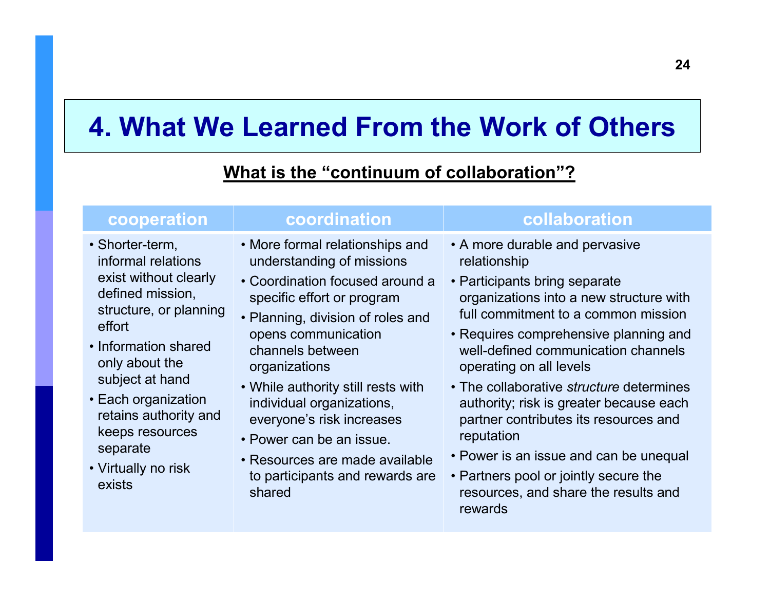# 4. What We Learned From the Work of Others

**<u>What is the "continuum of collaboration"?</u>**

| cooperation | coordination | collaboration |
| --- | --- | --- |
| • Shorter-term, informal relations exist without clearly defined mission, structure, or planning effort<br>• Information shared only about the subject at hand<br>• Each organization retains authority and keeps resources separate<br>• Virtually no risk exists | • More formal relationships and understanding of missions<br>• Coordination focused around a specific effort or program<br>• Planning, division of roles and opens communication channels between organizations<br>• While authority still rests with individual organizations, everyone's risk increases<br>• Power can be an issue.<br>• Resources are made available to participants and rewards are shared | • A more durable and pervasive relationship<br>• Participants bring separate organizations into a new structure with full commitment to a common mission<br>• Requires comprehensive planning and well-defined communication channels operating on all levels<br>• The collaborative *structure* determines authority; risk is greater because each partner contributes its resources and reputation<br>• Power is an issue and can be unequal<br>• Partners pool or jointly secure the resources, and share the results and rewards |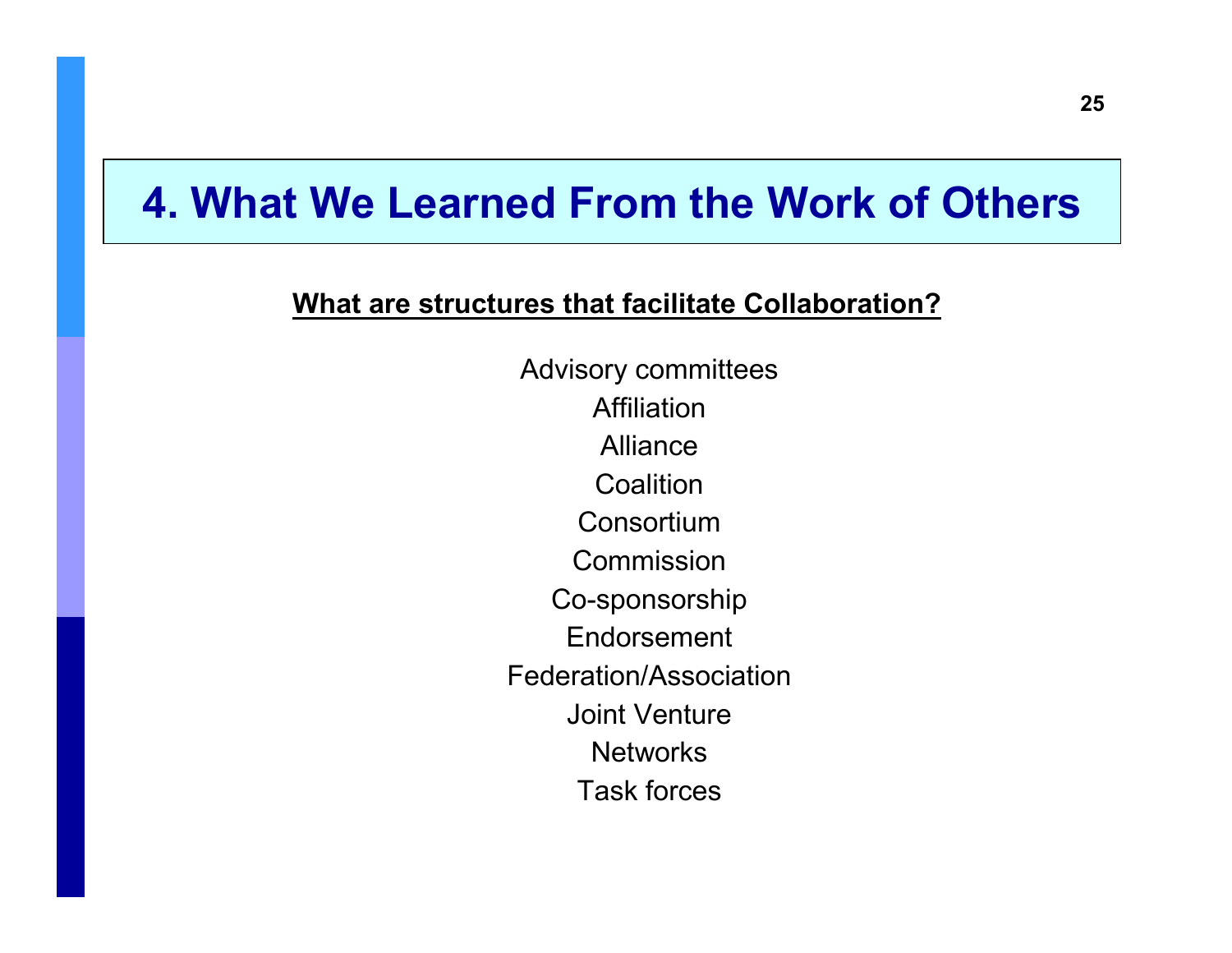# 4. What We Learned From the Work of Others

**What are structures that facilitate Collaboration?**

Advisory committees
Affiliation
Alliance
Coalition
Consortium
Commission
Co-sponsorship
Endorsement
Federation/Association
Joint Venture
Networks
Task forces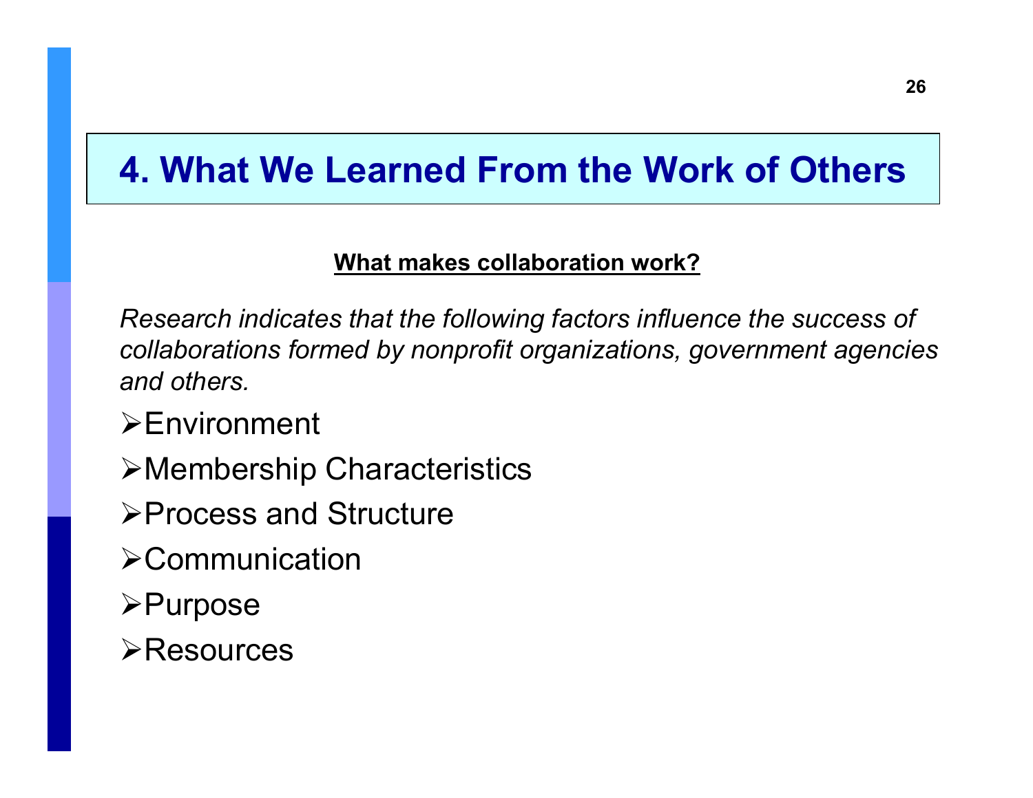# 4. What We Learned From the Work of Others

**<u>What makes collaboration work?</u>**

*Research indicates that the following factors influence the success of collaborations formed by nonprofit organizations, government agencies and others.*

- Environment
- Membership Characteristics
- Process and Structure
- Communication
- Purpose
- Resources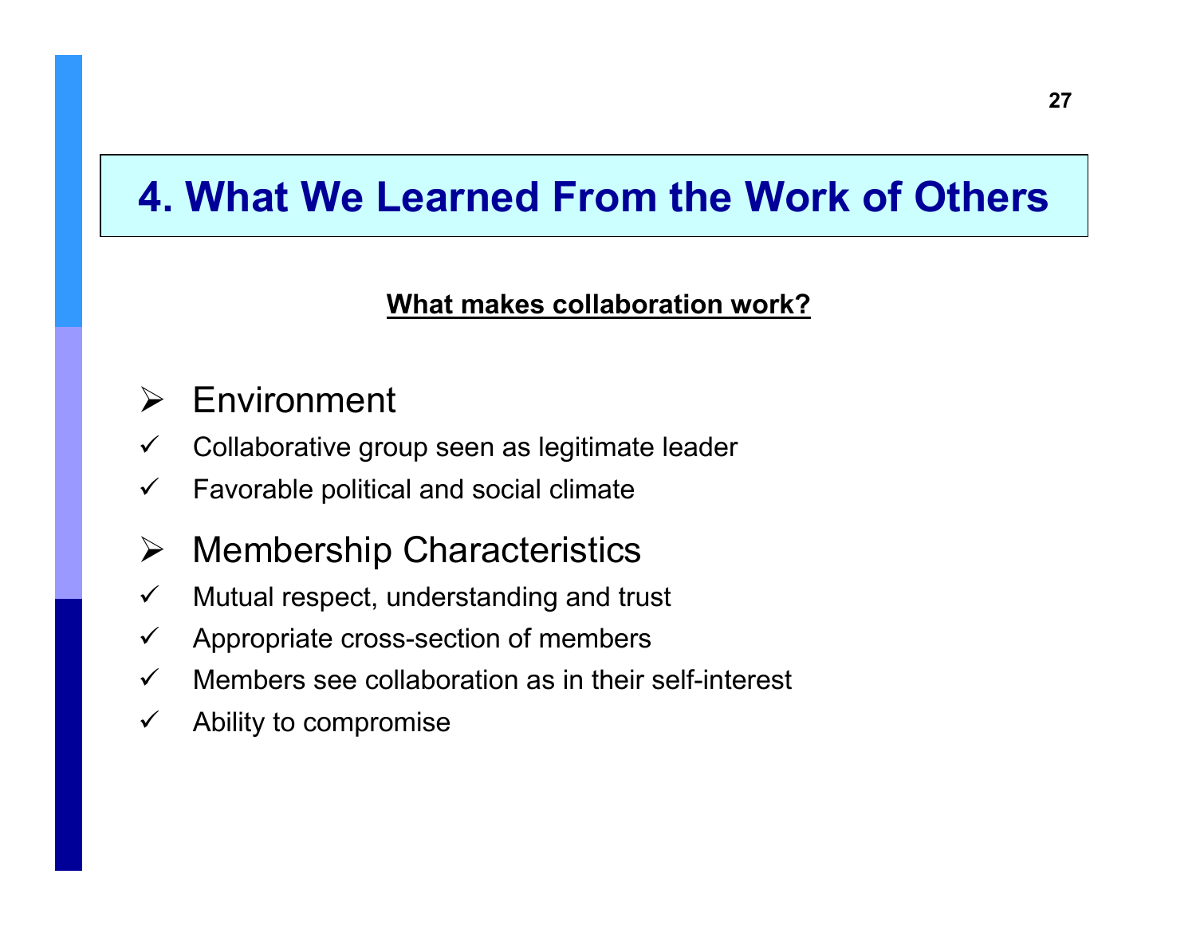# 4. What We Learned From the Work of Others

**What makes collaboration work?**

- Environment
  - ✓ Collaborative group seen as legitimate leader
  - ✓ Favorable political and social climate
- Membership Characteristics
  - ✓ Mutual respect, understanding and trust
  - ✓ Appropriate cross-section of members
  - ✓ Members see collaboration as in their self-interest
  - ✓ Ability to compromise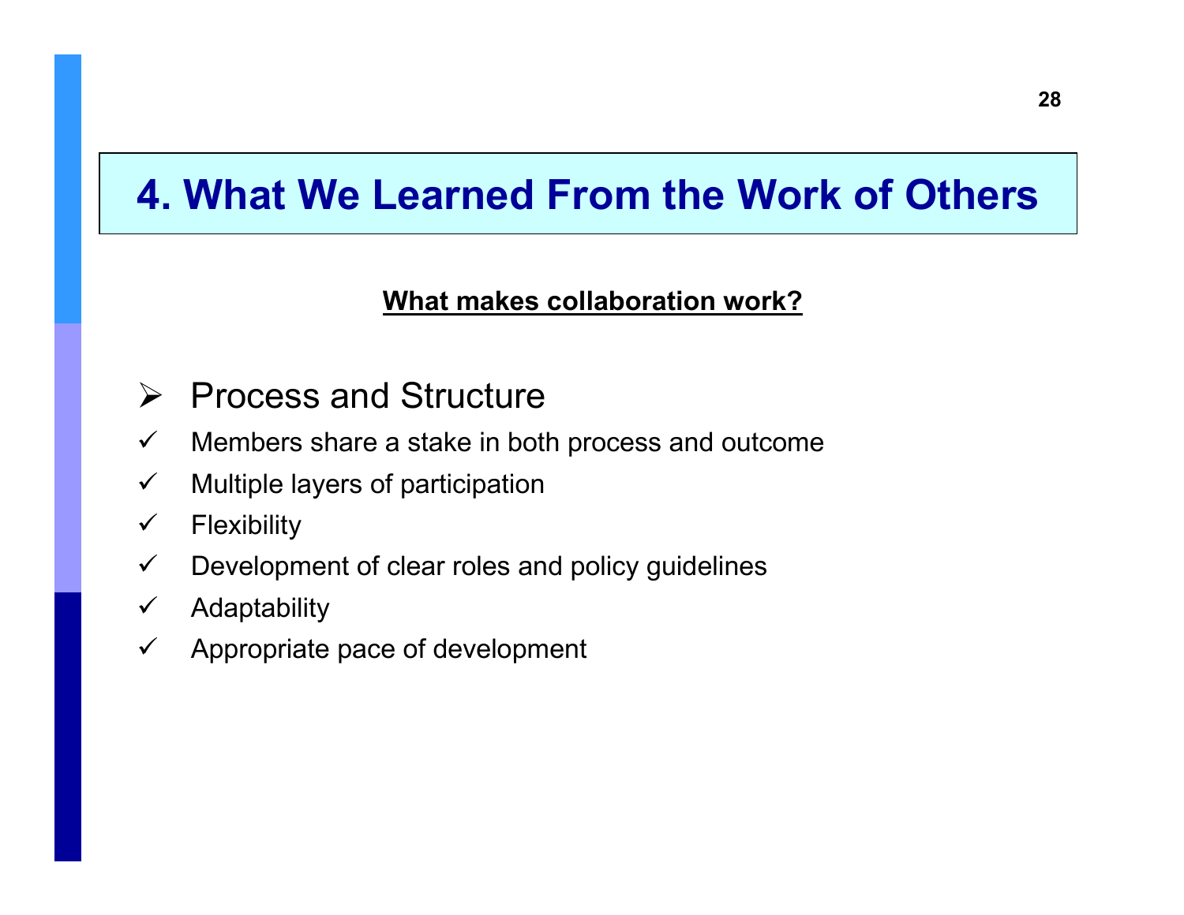# 4. What We Learned From the Work of Others

**What makes collaboration work?**

- Process and Structure
  - ✓ Members share a stake in both process and outcome
  - ✓ Multiple layers of participation
  - ✓ Flexibility
  - ✓ Development of clear roles and policy guidelines
  - ✓ Adaptability
  - ✓ Appropriate pace of development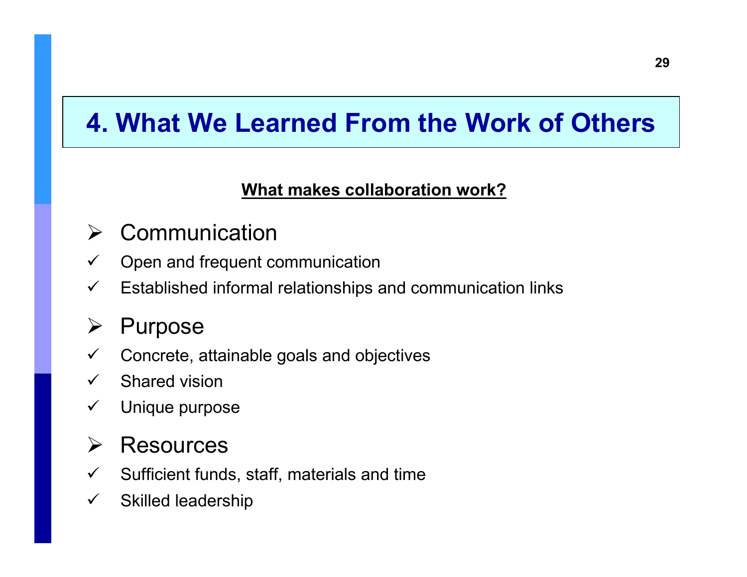# 4. What We Learned From the Work of Others

**What makes collaboration work?**

- **Communication**
  - ✓ Open and frequent communication
  - ✓ Established informal relationships and communication links
- **Purpose**
  - ✓ Concrete, attainable goals and objectives
  - ✓ Shared vision
  - ✓ Unique purpose
- **Resources**
  - ✓ Sufficient funds, staff, materials and time
  - ✓ Skilled leadership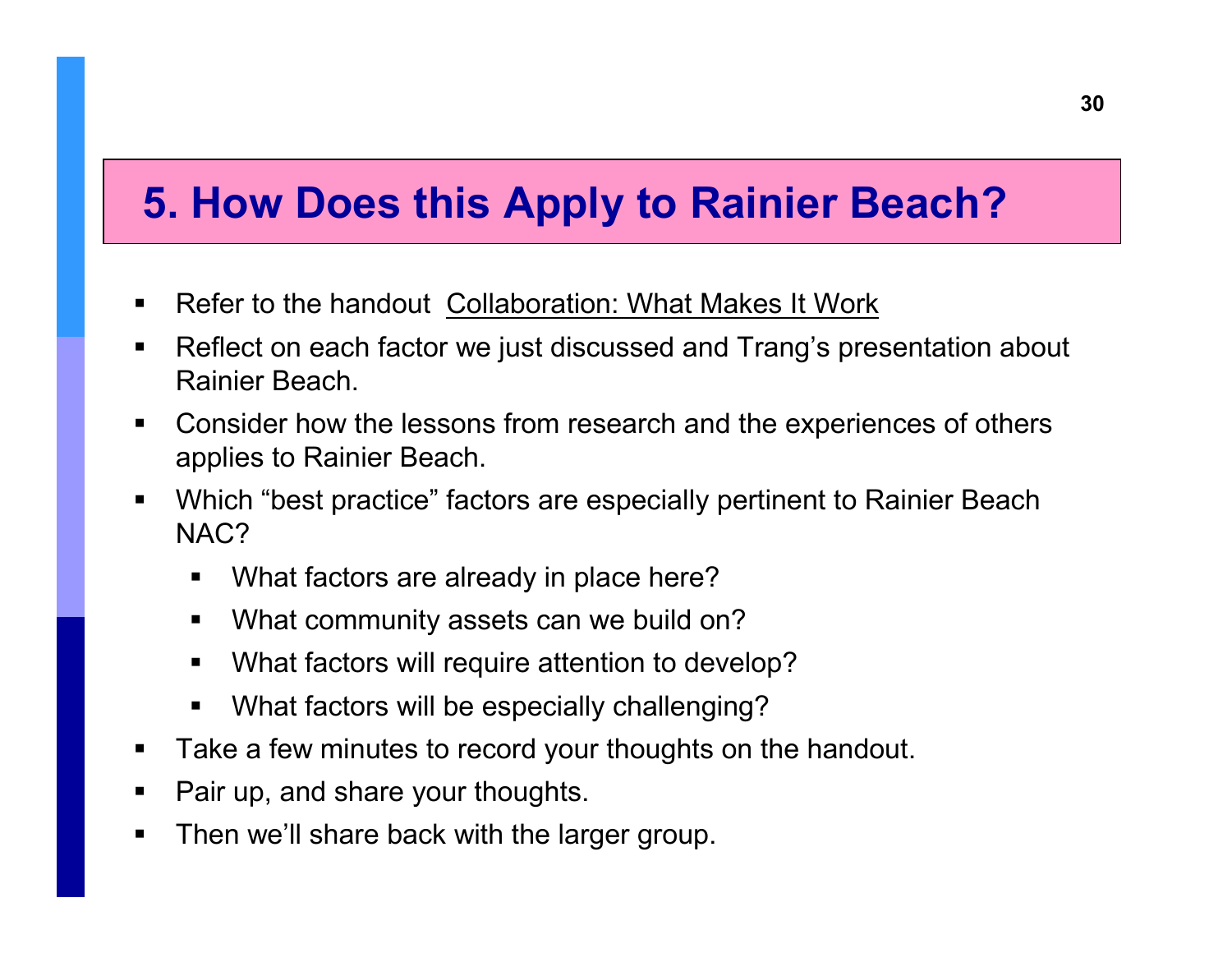# 5. How Does this Apply to Rainier Beach?

- Refer to the handout <u>Collaboration: What Makes It Work</u>
- Reflect on each factor we just discussed and Trang's presentation about Rainier Beach.
- Consider how the lessons from research and the experiences of others applies to Rainier Beach.
- Which "best practice" factors are especially pertinent to Rainier Beach NAC?
  - What factors are already in place here?
  - What community assets can we build on?
  - What factors will require attention to develop?
  - What factors will be especially challenging?
- Take a few minutes to record your thoughts on the handout.
- Pair up, and share your thoughts.
- Then we'll share back with the larger group.